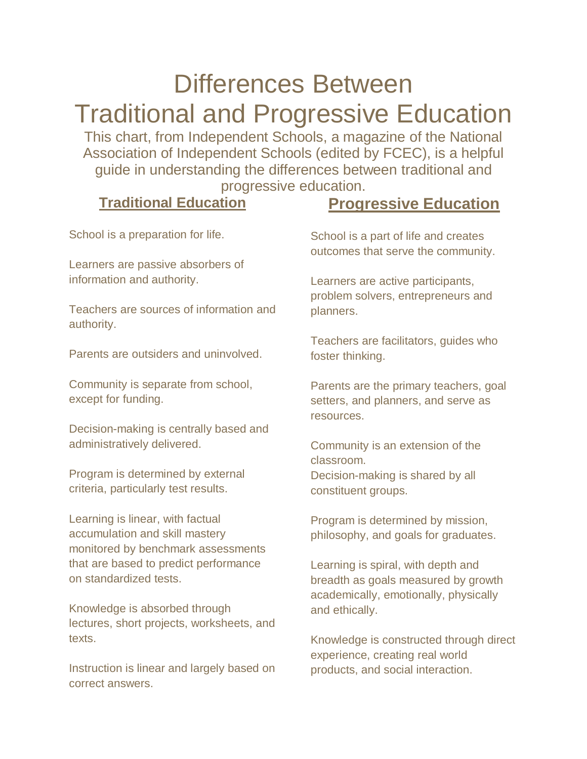# Differences Between Traditional and Progressive Education

This chart, from Independent Schools, a magazine of the National Association of Independent Schools (edited by FCEC), is a helpful guide in understanding the differences between traditional and progressive education.

## Traditional Education

School is a preparation for life.

Learners are passive absorbers of information and authority.

Teachers are sources of information and authority.

Parents are outsiders and uninvolved.

Community is separate from school, except for funding.

Decision-making is centrally based and administratively delivered.

Program is determined by external criteria, particularly test results.

Learning is linear, with factual accumulation and skill mastery monitored by benchmark assessments that are based to predict performance on standardized tests.

Knowledge is absorbed through lectures, short projects, worksheets, and texts.

Instruction is linear and largely based on correct answers.

## Progressive Education

School is a part of life and creates outcomes that serve the community.

Learners are active participants, problem solvers, entrepreneurs and planners.

Teachers are facilitators, guides who foster thinking.

Parents are the primary teachers, goal setters, and planners, and serve as resources.

Community is an extension of the classroom.
Decision-making is shared by all constituent groups.

Program is determined by mission, philosophy, and goals for graduates.

Learning is spiral, with depth and breadth as goals measured by growth academically, emotionally, physically and ethically.

Knowledge is constructed through direct experience, creating real world products, and social interaction.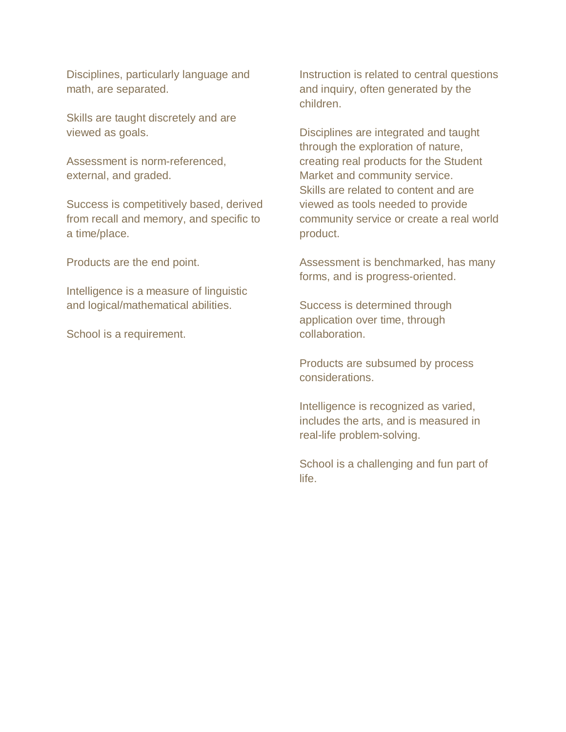Disciplines, particularly language and math, are separated.

Skills are taught discretely and are viewed as goals.

Assessment is norm-referenced, external, and graded.

Success is competitively based, derived from recall and memory, and specific to a time/place.

Products are the end point.

Intelligence is a measure of linguistic and logical/mathematical abilities.

School is a requirement.

Instruction is related to central questions and inquiry, often generated by the children.

Disciplines are integrated and taught through the exploration of nature, creating real products for the Student Market and community service.
Skills are related to content and are viewed as tools needed to provide community service or create a real world product.

Assessment is benchmarked, has many forms, and is progress-oriented.

Success is determined through application over time, through collaboration.

Products are subsumed by process considerations.

Intelligence is recognized as varied, includes the arts, and is measured in real-life problem-solving.

School is a challenging and fun part of life.